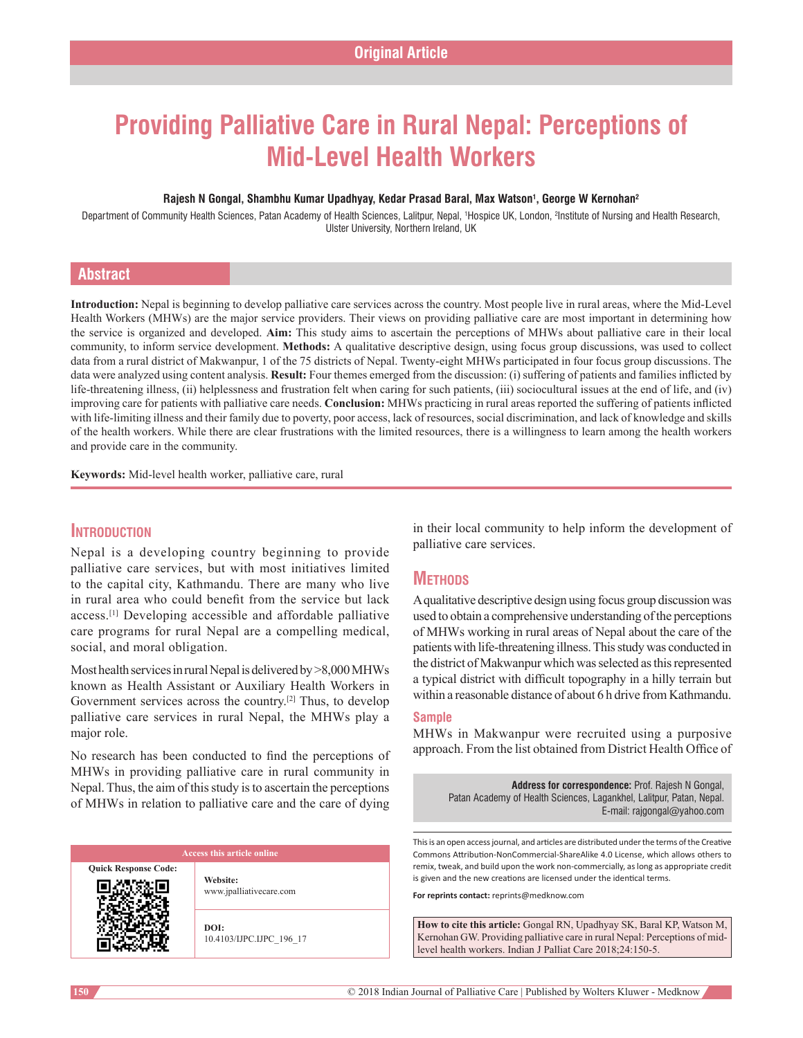Original Article

# Providing Palliative Care in Rural Nepal: Perceptions of Mid-Level Health Workers

**Rajesh N Gongal, Shambhu Kumar Upadhyay, Kedar Prasad Baral, Max Watson[1], George W Kernohan[2]**

Department of Community Health Sciences, Patan Academy of Health Sciences, Lalitpur, Nepal, [1]Hospice UK, London, [2]Institute of Nursing and Health Research, Ulster University, Northern Ireland, UK

## Abstract

**Introduction:** Nepal is beginning to develop palliative care services across the country. Most people live in rural areas, where the Mid-Level Health Workers (MHWs) are the major service providers. Their views on providing palliative care are most important in determining how the service is organized and developed. **Aim:** This study aims to ascertain the perceptions of MHWs about palliative care in their local community, to inform service development. **Methods:** A qualitative descriptive design, using focus group discussions, was used to collect data from a rural district of Makwanpur, 1 of the 75 districts of Nepal. Twenty-eight MHWs participated in four focus group discussions. The data were analyzed using content analysis. **Result:** Four themes emerged from the discussion: (i) suffering of patients and families inflicted by life-threatening illness, (ii) helplessness and frustration felt when caring for such patients, (iii) sociocultural issues at the end of life, and (iv) improving care for patients with palliative care needs. **Conclusion:** MHWs practicing in rural areas reported the suffering of patients inflicted with life-limiting illness and their family due to poverty, poor access, lack of resources, social discrimination, and lack of knowledge and skills of the health workers. While there are clear frustrations with the limited resources, there is a willingness to learn among the health workers and provide care in the community.

**Keywords:** Mid-level health worker, palliative care, rural

## Introduction

Nepal is a developing country beginning to provide palliative care services, but with most initiatives limited to the capital city, Kathmandu. There are many who live in rural area who could benefit from the service but lack access.[1] Developing accessible and affordable palliative care programs for rural Nepal are a compelling medical, social, and moral obligation.

Most health services in rural Nepal is delivered by >8,000 MHWs known as Health Assistant or Auxiliary Health Workers in Government services across the country.[2] Thus, to develop palliative care services in rural Nepal, the MHWs play a major role.

No research has been conducted to find the perceptions of MHWs in providing palliative care in rural community in Nepal. Thus, the aim of this study is to ascertain the perceptions of MHWs in relation to palliative care and the care of dying in their local community to help inform the development of palliative care services.

## Methods

A qualitative descriptive design using focus group discussion was used to obtain a comprehensive understanding of the perceptions of MHWs working in rural areas of Nepal about the care of the patients with life-threatening illness. This study was conducted in the district of Makwanpur which was selected as this represented a typical district with difficult topography in a hilly terrain but within a reasonable distance of about 6 h drive from Kathmandu.

### Sample

MHWs in Makwanpur were recruited using a purposive approach. From the list obtained from District Health Office of

**Address for correspondence:** Prof. Rajesh N Gongal, Patan Academy of Health Sciences, Lagankhel, Lalitpur, Patan, Nepal. E-mail: rajgongal@yahoo.com

Access this article online

Quick Response Code:

Website: www.jpalliativecare.com

DOI: 10.4103/IJPC.IJPC_196_17

This is an open access journal, and articles are distributed under the terms of the Creative Commons Attribution-NonCommercial-ShareAlike 4.0 License, which allows others to remix, tweak, and build upon the work non-commercially, as long as appropriate credit is given and the new creations are licensed under the identical terms.

**For reprints contact:** reprints@medknow.com

**How to cite this article:** Gongal RN, Upadhyay SK, Baral KP, Watson M, Kernohan GW. Providing palliative care in rural Nepal: Perceptions of mid-level health workers. Indian J Palliat Care 2018;24:150-5.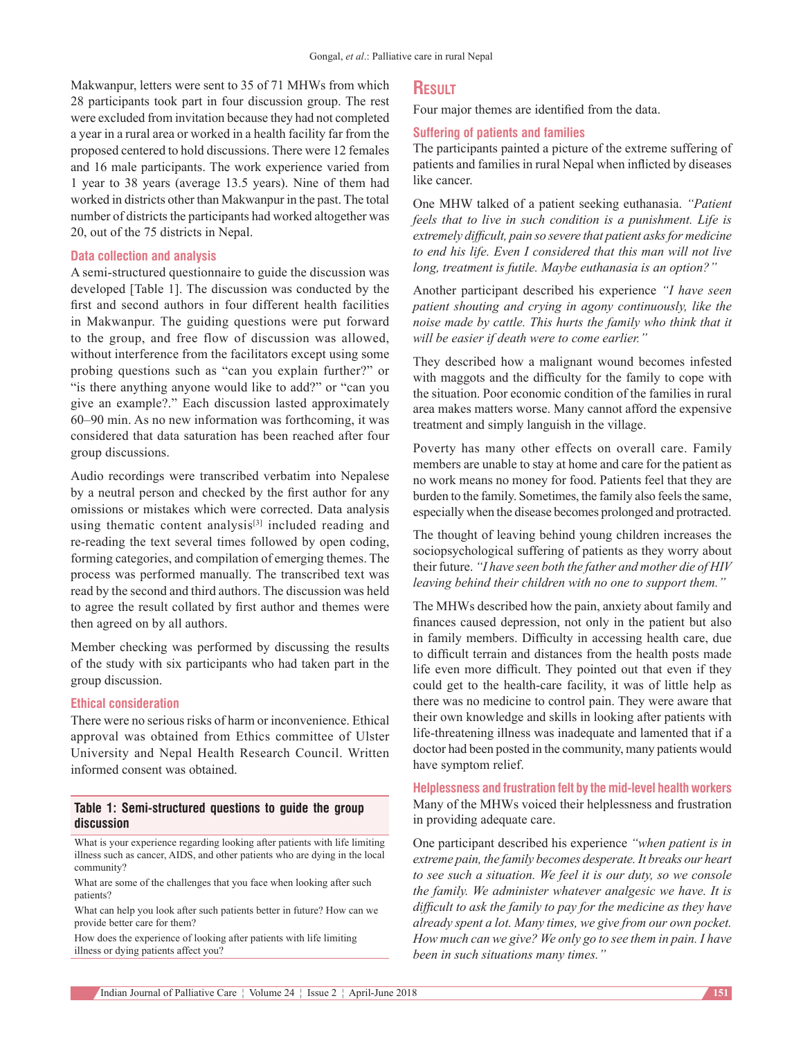Makwanpur, letters were sent to 35 of 71 MHWs from which 28 participants took part in four discussion group. The rest were excluded from invitation because they had not completed a year in a rural area or worked in a health facility far from the proposed centered to hold discussions. There were 12 females and 16 male participants. The work experience varied from 1 year to 38 years (average 13.5 years). Nine of them had worked in districts other than Makwanpur in the past. The total number of districts the participants had worked altogether was 20, out of the 75 districts in Nepal.

### Data collection and analysis

A semi-structured questionnaire to guide the discussion was developed [Table 1]. The discussion was conducted by the first and second authors in four different health facilities in Makwanpur. The guiding questions were put forward to the group, and free flow of discussion was allowed, without interference from the facilitators except using some probing questions such as "can you explain further?" or "is there anything anyone would like to add?" or "can you give an example?." Each discussion lasted approximately 60–90 min. As no new information was forthcoming, it was considered that data saturation has been reached after four group discussions.

Audio recordings were transcribed verbatim into Nepalese by a neutral person and checked by the first author for any omissions or mistakes which were corrected. Data analysis using thematic content analysis[3] included reading and re-reading the text several times followed by open coding, forming categories, and compilation of emerging themes. The process was performed manually. The transcribed text was read by the second and third authors. The discussion was held to agree the result collated by first author and themes were then agreed on by all authors.

Member checking was performed by discussing the results of the study with six participants who had taken part in the group discussion.

### Ethical consideration

There were no serious risks of harm or inconvenience. Ethical approval was obtained from Ethics committee of Ulster University and Nepal Health Research Council. Written informed consent was obtained.

**Table 1: Semi-structured questions to guide the group discussion**

| |
|---|
| What is your experience regarding looking after patients with life limiting illness such as cancer, AIDS, and other patients who are dying in the local community? |
| What are some of the challenges that you face when looking after such patients? |
| What can help you look after such patients better in future? How can we provide better care for them? |
| How does the experience of looking after patients with life limiting illness or dying patients affect you? |

## Result

Four major themes are identified from the data.

### Suffering of patients and families

The participants painted a picture of the extreme suffering of patients and families in rural Nepal when inflicted by diseases like cancer.

One MHW talked of a patient seeking euthanasia. *"Patient feels that to live in such condition is a punishment. Life is extremely difficult, pain so severe that patient asks for medicine to end his life. Even I considered that this man will not live long, treatment is futile. Maybe euthanasia is an option?"*

Another participant described his experience *"I have seen patient shouting and crying in agony continuously, like the noise made by cattle. This hurts the family who think that it will be easier if death were to come earlier."*

They described how a malignant wound becomes infested with maggots and the difficulty for the family to cope with the situation. Poor economic condition of the families in rural area makes matters worse. Many cannot afford the expensive treatment and simply languish in the village.

Poverty has many other effects on overall care. Family members are unable to stay at home and care for the patient as no work means no money for food. Patients feel that they are burden to the family. Sometimes, the family also feels the same, especially when the disease becomes prolonged and protracted.

The thought of leaving behind young children increases the sociopsychological suffering of patients as they worry about their future. *"I have seen both the father and mother die of HIV leaving behind their children with no one to support them."*

The MHWs described how the pain, anxiety about family and finances caused depression, not only in the patient but also in family members. Difficulty in accessing health care, due to difficult terrain and distances from the health posts made life even more difficult. They pointed out that even if they could get to the health-care facility, it was of little help as there was no medicine to control pain. They were aware that their own knowledge and skills in looking after patients with life-threatening illness was inadequate and lamented that if a doctor had been posted in the community, many patients would have symptom relief.

### Helplessness and frustration felt by the mid-level health workers

Many of the MHWs voiced their helplessness and frustration in providing adequate care.

One participant described his experience *"when patient is in extreme pain, the family becomes desperate. It breaks our heart to see such a situation. We feel it is our duty, so we console the family. We administer whatever analgesic we have. It is difficult to ask the family to pay for the medicine as they have already spent a lot. Many times, we give from our own pocket. How much can we give? We only go to see them in pain. I have been in such situations many times."*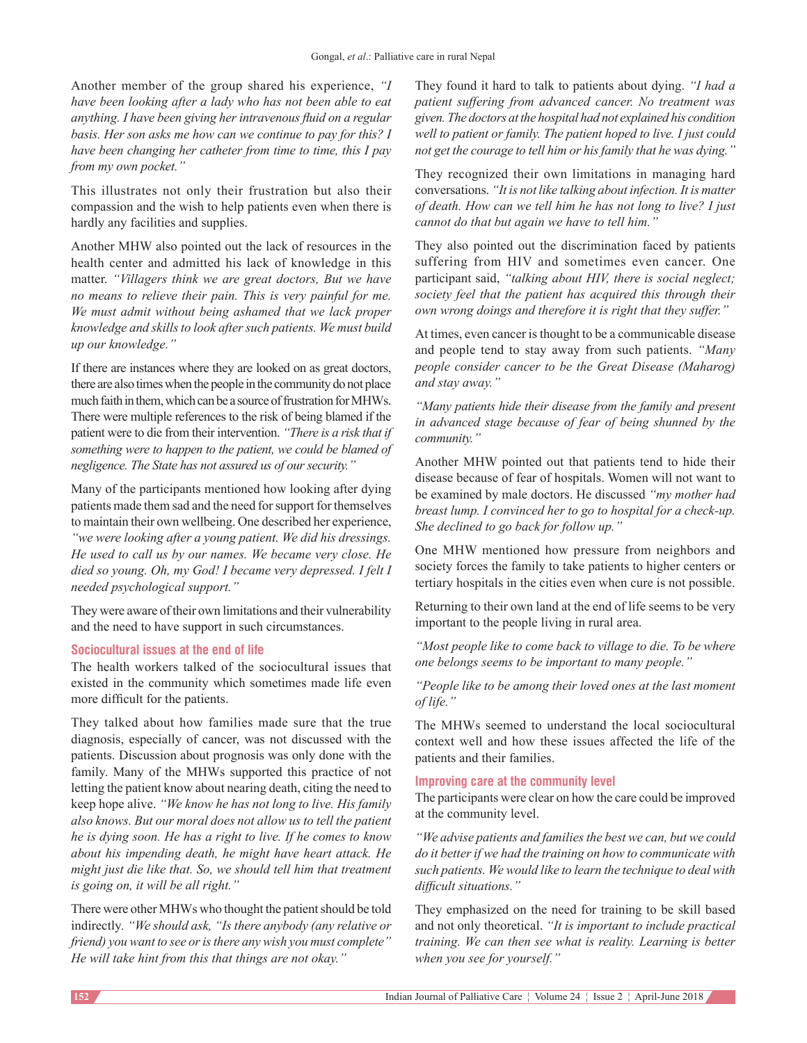Another member of the group shared his experience, *"I have been looking after a lady who has not been able to eat anything. I have been giving her intravenous fluid on a regular basis. Her son asks me how can we continue to pay for this? I have been changing her catheter from time to time, this I pay from my own pocket."*

This illustrates not only their frustration but also their compassion and the wish to help patients even when there is hardly any facilities and supplies.

Another MHW also pointed out the lack of resources in the health center and admitted his lack of knowledge in this matter. *"Villagers think we are great doctors, But we have no means to relieve their pain. This is very painful for me. We must admit without being ashamed that we lack proper knowledge and skills to look after such patients. We must build up our knowledge."*

If there are instances where they are looked on as great doctors, there are also times when the people in the community do not place much faith in them, which can be a source of frustration for MHWs. There were multiple references to the risk of being blamed if the patient were to die from their intervention. *"There is a risk that if something were to happen to the patient, we could be blamed of negligence. The State has not assured us of our security."*

Many of the participants mentioned how looking after dying patients made them sad and the need for support for themselves to maintain their own wellbeing. One described her experience, *"we were looking after a young patient. We did his dressings. He used to call us by our names. We became very close. He died so young. Oh, my God! I became very depressed. I felt I needed psychological support."*

They were aware of their own limitations and their vulnerability and the need to have support in such circumstances.

### Sociocultural issues at the end of life

The health workers talked of the sociocultural issues that existed in the community which sometimes made life even more difficult for the patients.

They talked about how families made sure that the true diagnosis, especially of cancer, was not discussed with the patients. Discussion about prognosis was only done with the family. Many of the MHWs supported this practice of not letting the patient know about nearing death, citing the need to keep hope alive. *"We know he has not long to live. His family also knows. But our moral does not allow us to tell the patient he is dying soon. He has a right to live. If he comes to know about his impending death, he might have heart attack. He might just die like that. So, we should tell him that treatment is going on, it will be all right."*

There were other MHWs who thought the patient should be told indirectly. *"We should ask, "Is there anybody (any relative or friend) you want to see or is there any wish you must complete" He will take hint from this that things are not okay."*

They found it hard to talk to patients about dying. *"I had a patient suffering from advanced cancer. No treatment was given. The doctors at the hospital had not explained his condition well to patient or family. The patient hoped to live. I just could not get the courage to tell him or his family that he was dying."*

They recognized their own limitations in managing hard conversations. *"It is not like talking about infection. It is matter of death. How can we tell him he has not long to live? I just cannot do that but again we have to tell him."*

They also pointed out the discrimination faced by patients suffering from HIV and sometimes even cancer. One participant said, *"talking about HIV, there is social neglect; society feel that the patient has acquired this through their own wrong doings and therefore it is right that they suffer."*

At times, even cancer is thought to be a communicable disease and people tend to stay away from such patients. *"Many people consider cancer to be the Great Disease (Maharog) and stay away."*

*"Many patients hide their disease from the family and present in advanced stage because of fear of being shunned by the community."*

Another MHW pointed out that patients tend to hide their disease because of fear of hospitals. Women will not want to be examined by male doctors. He discussed *"my mother had breast lump. I convinced her to go to hospital for a check-up. She declined to go back for follow up."*

One MHW mentioned how pressure from neighbors and society forces the family to take patients to higher centers or tertiary hospitals in the cities even when cure is not possible.

Returning to their own land at the end of life seems to be very important to the people living in rural area.

*"Most people like to come back to village to die. To be where one belongs seems to be important to many people."*

*"People like to be among their loved ones at the last moment of life."*

The MHWs seemed to understand the local sociocultural context well and how these issues affected the life of the patients and their families.

### Improving care at the community level

The participants were clear on how the care could be improved at the community level.

*"We advise patients and families the best we can, but we could do it better if we had the training on how to communicate with such patients. We would like to learn the technique to deal with difficult situations."*

They emphasized on the need for training to be skill based and not only theoretical. *"It is important to include practical training. We can then see what is reality. Learning is better when you see for yourself."*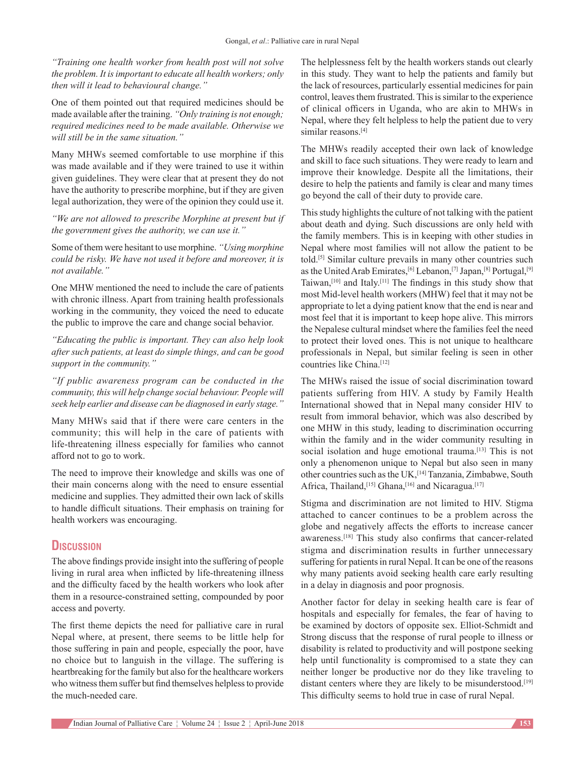*"Training one health worker from health post will not solve the problem. It is important to educate all health workers; only then will it lead to behavioural change."*

One of them pointed out that required medicines should be made available after the training. *"Only training is not enough; required medicines need to be made available. Otherwise we will still be in the same situation."*

Many MHWs seemed comfortable to use morphine if this was made available and if they were trained to use it within given guidelines. They were clear that at present they do not have the authority to prescribe morphine, but if they are given legal authorization, they were of the opinion they could use it.

*"We are not allowed to prescribe Morphine at present but if the government gives the authority, we can use it."*

Some of them were hesitant to use morphine. *"Using morphine could be risky. We have not used it before and moreover, it is not available."*

One MHW mentioned the need to include the care of patients with chronic illness. Apart from training health professionals working in the community, they voiced the need to educate the public to improve the care and change social behavior.

*"Educating the public is important. They can also help look after such patients, at least do simple things, and can be good support in the community."*

*"If public awareness program can be conducted in the community, this will help change social behaviour. People will seek help earlier and disease can be diagnosed in early stage."*

Many MHWs said that if there were care centers in the community; this will help in the care of patients with life-threatening illness especially for families who cannot afford not to go to work.

The need to improve their knowledge and skills was one of their main concerns along with the need to ensure essential medicine and supplies. They admitted their own lack of skills to handle difficult situations. Their emphasis on training for health workers was encouraging.

## Discussion

The above findings provide insight into the suffering of people living in rural area when inflicted by life-threatening illness and the difficulty faced by the health workers who look after them in a resource-constrained setting, compounded by poor access and poverty.

The first theme depicts the need for palliative care in rural Nepal where, at present, there seems to be little help for those suffering in pain and people, especially the poor, have no choice but to languish in the village. The suffering is heartbreaking for the family but also for the healthcare workers who witness them suffer but find themselves helpless to provide the much-needed care.

The helplessness felt by the health workers stands out clearly in this study. They want to help the patients and family but the lack of resources, particularly essential medicines for pain control, leaves them frustrated. This is similar to the experience of clinical officers in Uganda, who are akin to MHWs in Nepal, where they felt helpless to help the patient due to very similar reasons.[4]

The MHWs readily accepted their own lack of knowledge and skill to face such situations. They were ready to learn and improve their knowledge. Despite all the limitations, their desire to help the patients and family is clear and many times go beyond the call of their duty to provide care.

This study highlights the culture of not talking with the patient about death and dying. Such discussions are only held with the family members. This is in keeping with other studies in Nepal where most families will not allow the patient to be told.[5] Similar culture prevails in many other countries such as the United Arab Emirates,[6] Lebanon,[7] Japan,[8] Portugal,[9] Taiwan,[10] and Italy.[11] The findings in this study show that most Mid-level health workers (MHW) feel that it may not be appropriate to let a dying patient know that the end is near and most feel that it is important to keep hope alive. This mirrors the Nepalese cultural mindset where the families feel the need to protect their loved ones. This is not unique to healthcare professionals in Nepal, but similar feeling is seen in other countries like China.[12]

The MHWs raised the issue of social discrimination toward patients suffering from HIV. A study by Family Health International showed that in Nepal many consider HIV to result from immoral behavior, which was also described by one MHW in this study, leading to discrimination occurring within the family and in the wider community resulting in social isolation and huge emotional trauma.[13] This is not only a phenomenon unique to Nepal but also seen in many other countries such as the UK,[14] Tanzania, Zimbabwe, South Africa, Thailand,[15] Ghana,[16] and Nicaragua.[17]

Stigma and discrimination are not limited to HIV. Stigma attached to cancer continues to be a problem across the globe and negatively affects the efforts to increase cancer awareness.[18] This study also confirms that cancer-related stigma and discrimination results in further unnecessary suffering for patients in rural Nepal. It can be one of the reasons why many patients avoid seeking health care early resulting in a delay in diagnosis and poor prognosis.

Another factor for delay in seeking health care is fear of hospitals and especially for females, the fear of having to be examined by doctors of opposite sex. Elliot-Schmidt and Strong discuss that the response of rural people to illness or disability is related to productivity and will postpone seeking help until functionality is compromised to a state they can neither longer be productive nor do they like traveling to distant centers where they are likely to be misunderstood.[19] This difficulty seems to hold true in case of rural Nepal.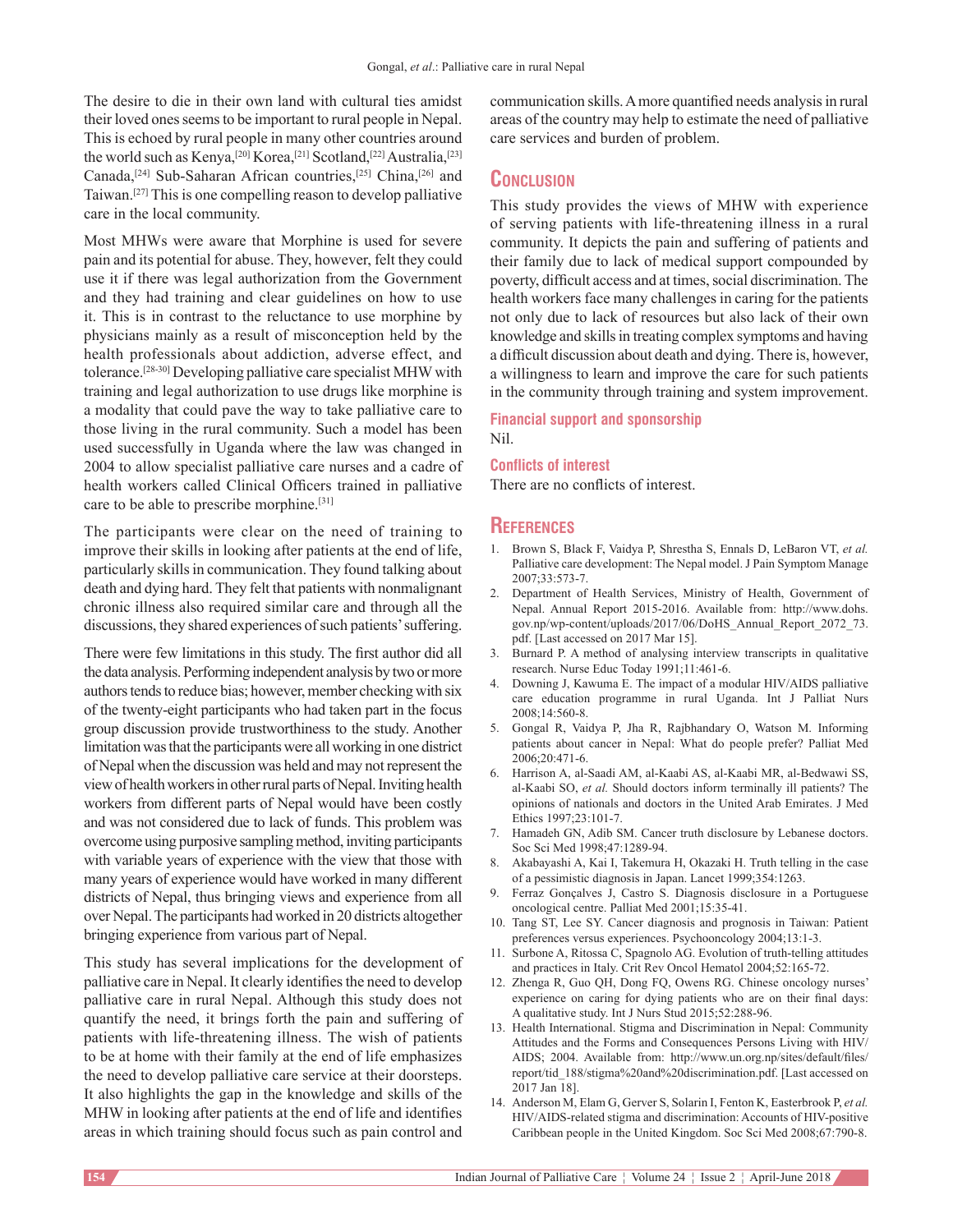The desire to die in their own land with cultural ties amidst their loved ones seems to be important to rural people in Nepal. This is echoed by rural people in many other countries around the world such as Kenya,[20] Korea,[21] Scotland,[22] Australia,[23] Canada,[24] Sub-Saharan African countries,[25] China,[26] and Taiwan.[27] This is one compelling reason to develop palliative care in the local community.

Most MHWs were aware that Morphine is used for severe pain and its potential for abuse. They, however, felt they could use it if there was legal authorization from the Government and they had training and clear guidelines on how to use it. This is in contrast to the reluctance to use morphine by physicians mainly as a result of misconception held by the health professionals about addiction, adverse effect, and tolerance.[28-30] Developing palliative care specialist MHW with training and legal authorization to use drugs like morphine is a modality that could pave the way to take palliative care to those living in the rural community. Such a model has been used successfully in Uganda where the law was changed in 2004 to allow specialist palliative care nurses and a cadre of health workers called Clinical Officers trained in palliative care to be able to prescribe morphine.[31]

The participants were clear on the need of training to improve their skills in looking after patients at the end of life, particularly skills in communication. They found talking about death and dying hard. They felt that patients with nonmalignant chronic illness also required similar care and through all the discussions, they shared experiences of such patients' suffering.

There were few limitations in this study. The first author did all the data analysis. Performing independent analysis by two or more authors tends to reduce bias; however, member checking with six of the twenty-eight participants who had taken part in the focus group discussion provide trustworthiness to the study. Another limitation was that the participants were all working in one district of Nepal when the discussion was held and may not represent the view of health workers in other rural parts of Nepal. Inviting health workers from different parts of Nepal would have been costly and was not considered due to lack of funds. This problem was overcome using purposive sampling method, inviting participants with variable years of experience with the view that those with many years of experience would have worked in many different districts of Nepal, thus bringing views and experience from all over Nepal. The participants had worked in 20 districts altogether bringing experience from various part of Nepal.

This study has several implications for the development of palliative care in Nepal. It clearly identifies the need to develop palliative care in rural Nepal. Although this study does not quantify the need, it brings forth the pain and suffering of patients with life-threatening illness. The wish of patients to be at home with their family at the end of life emphasizes the need to develop palliative care service at their doorsteps. It also highlights the gap in the knowledge and skills of the MHW in looking after patients at the end of life and identifies areas in which training should focus such as pain control and communication skills. A more quantified needs analysis in rural areas of the country may help to estimate the need of palliative care services and burden of problem.

## Conclusion

This study provides the views of MHW with experience of serving patients with life-threatening illness in a rural community. It depicts the pain and suffering of patients and their family due to lack of medical support compounded by poverty, difficult access and at times, social discrimination. The health workers face many challenges in caring for the patients not only due to lack of resources but also lack of their own knowledge and skills in treating complex symptoms and having a difficult discussion about death and dying. There is, however, a willingness to learn and improve the care for such patients in the community through training and system improvement.

### Financial support and sponsorship

Nil.

### Conflicts of interest

There are no conflicts of interest.

## References

1. Brown S, Black F, Vaidya P, Shrestha S, Ennals D, LeBaron VT, *et al.* Palliative care development: The Nepal model. J Pain Symptom Manage 2007;33:573-7.
2. Department of Health Services, Ministry of Health, Government of Nepal. Annual Report 2015-2016. Available from: http://www.dohs.gov.np/wp-content/uploads/2017/06/DoHS_Annual_Report_2072_73.pdf. [Last accessed on 2017 Mar 15].
3. Burnard P. A method of analysing interview transcripts in qualitative research. Nurse Educ Today 1991;11:461-6.
4. Downing J, Kawuma E. The impact of a modular HIV/AIDS palliative care education programme in rural Uganda. Int J Palliat Nurs 2008;14:560-8.
5. Gongal R, Vaidya P, Jha R, Rajbhandary O, Watson M. Informing patients about cancer in Nepal: What do people prefer? Palliat Med 2006;20:471-6.
6. Harrison A, al-Saadi AM, al-Kaabi AS, al-Kaabi MR, al-Bedwawi SS, al-Kaabi SO, *et al.* Should doctors inform terminally ill patients? The opinions of nationals and doctors in the United Arab Emirates. J Med Ethics 1997;23:101-7.
7. Hamadeh GN, Adib SM. Cancer truth disclosure by Lebanese doctors. Soc Sci Med 1998;47:1289-94.
8. Akabayashi A, Kai I, Takemura H, Okazaki H. Truth telling in the case of a pessimistic diagnosis in Japan. Lancet 1999;354:1263.
9. Ferraz Gonçalves J, Castro S. Diagnosis disclosure in a Portuguese oncological centre. Palliat Med 2001;15:35-41.
10. Tang ST, Lee SY. Cancer diagnosis and prognosis in Taiwan: Patient preferences versus experiences. Psychooncology 2004;13:1-3.
11. Surbone A, Ritossa C, Spagnolo AG. Evolution of truth-telling attitudes and practices in Italy. Crit Rev Oncol Hematol 2004;52:165-72.
12. Zhenga R, Guo QH, Dong FQ, Owens RG. Chinese oncology nurses' experience on caring for dying patients who are on their final days: A qualitative study. Int J Nurs Stud 2015;52:288-96.
13. Health International. Stigma and Discrimination in Nepal: Community Attitudes and the Forms and Consequences Persons Living with HIV/AIDS; 2004. Available from: http://www.un.org.np/sites/default/files/report/tid_188/stigma%20and%20discrimination.pdf. [Last accessed on 2017 Jan 18].
14. Anderson M, Elam G, Gerver S, Solarin I, Fenton K, Easterbrook P, *et al.* HIV/AIDS-related stigma and discrimination: Accounts of HIV-positive Caribbean people in the United Kingdom. Soc Sci Med 2008;67:790-8.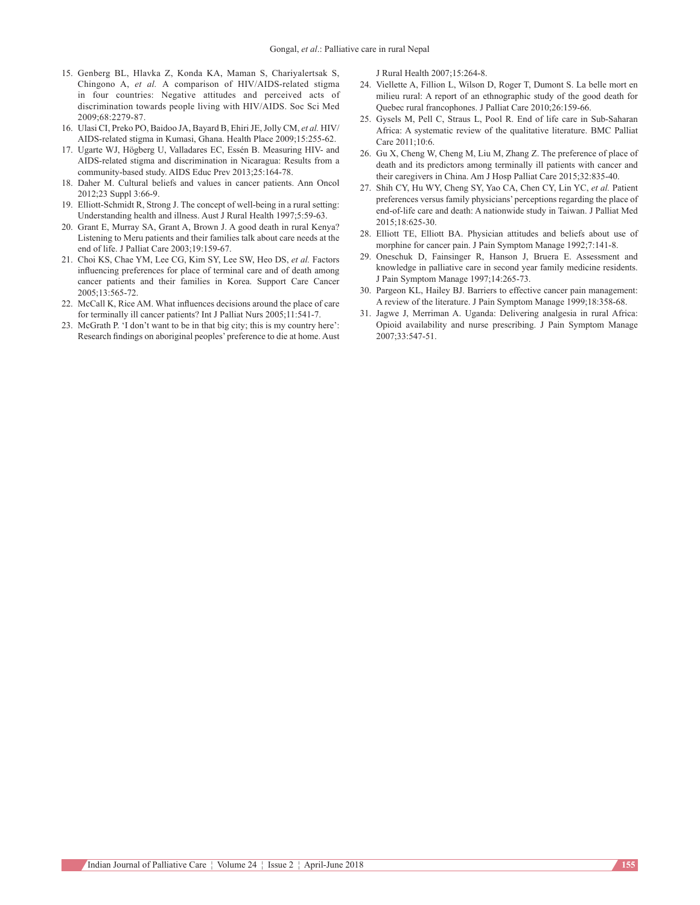15. Genberg BL, Hlavka Z, Konda KA, Maman S, Chariyalertsak S, Chingono A, *et al.* A comparison of HIV/AIDS-related stigma in four countries: Negative attitudes and perceived acts of discrimination towards people living with HIV/AIDS. Soc Sci Med 2009;68:2279-87.
16. Ulasi CI, Preko PO, Baidoo JA, Bayard B, Ehiri JE, Jolly CM, *et al.* HIV/AIDS-related stigma in Kumasi, Ghana. Health Place 2009;15:255-62.
17. Ugarte WJ, Högberg U, Valladares EC, Essén B. Measuring HIV- and AIDS-related stigma and discrimination in Nicaragua: Results from a community-based study. AIDS Educ Prev 2013;25:164-78.
18. Daher M. Cultural beliefs and values in cancer patients. Ann Oncol 2012;23 Suppl 3:66-9.
19. Elliott-Schmidt R, Strong J. The concept of well-being in a rural setting: Understanding health and illness. Aust J Rural Health 1997;5:59-63.
20. Grant E, Murray SA, Grant A, Brown J. A good death in rural Kenya? Listening to Meru patients and their families talk about care needs at the end of life. J Palliat Care 2003;19:159-67.
21. Choi KS, Chae YM, Lee CG, Kim SY, Lee SW, Heo DS, *et al.* Factors influencing preferences for place of terminal care and of death among cancer patients and their families in Korea. Support Care Cancer 2005;13:565-72.
22. McCall K, Rice AM. What influences decisions around the place of care for terminally ill cancer patients? Int J Palliat Nurs 2005;11:541-7.
23. McGrath P. 'I don't want to be in that big city; this is my country here': Research findings on aboriginal peoples' preference to die at home. Aust J Rural Health 2007;15:264-8.
24. Viellette A, Fillion L, Wilson D, Roger T, Dumont S. La belle mort en milieu rural: A report of an ethnographic study of the good death for Quebec rural francophones. J Palliat Care 2010;26:159-66.
25. Gysels M, Pell C, Straus L, Pool R. End of life care in Sub-Saharan Africa: A systematic review of the qualitative literature. BMC Palliat Care 2011;10:6.
26. Gu X, Cheng W, Cheng M, Liu M, Zhang Z. The preference of place of death and its predictors among terminally ill patients with cancer and their caregivers in China. Am J Hosp Palliat Care 2015;32:835-40.
27. Shih CY, Hu WY, Cheng SY, Yao CA, Chen CY, Lin YC, *et al.* Patient preferences versus family physicians' perceptions regarding the place of end-of-life care and death: A nationwide study in Taiwan. J Palliat Med 2015;18:625-30.
28. Elliott TE, Elliott BA. Physician attitudes and beliefs about use of morphine for cancer pain. J Pain Symptom Manage 1992;7:141-8.
29. Oneschuk D, Fainsinger R, Hanson J, Bruera E. Assessment and knowledge in palliative care in second year family medicine residents. J Pain Symptom Manage 1997;14:265-73.
30. Pargeon KL, Hailey BJ. Barriers to effective cancer pain management: A review of the literature. J Pain Symptom Manage 1999;18:358-68.
31. Jagwe J, Merriman A. Uganda: Delivering analgesia in rural Africa: Opioid availability and nurse prescribing. J Pain Symptom Manage 2007;33:547-51.